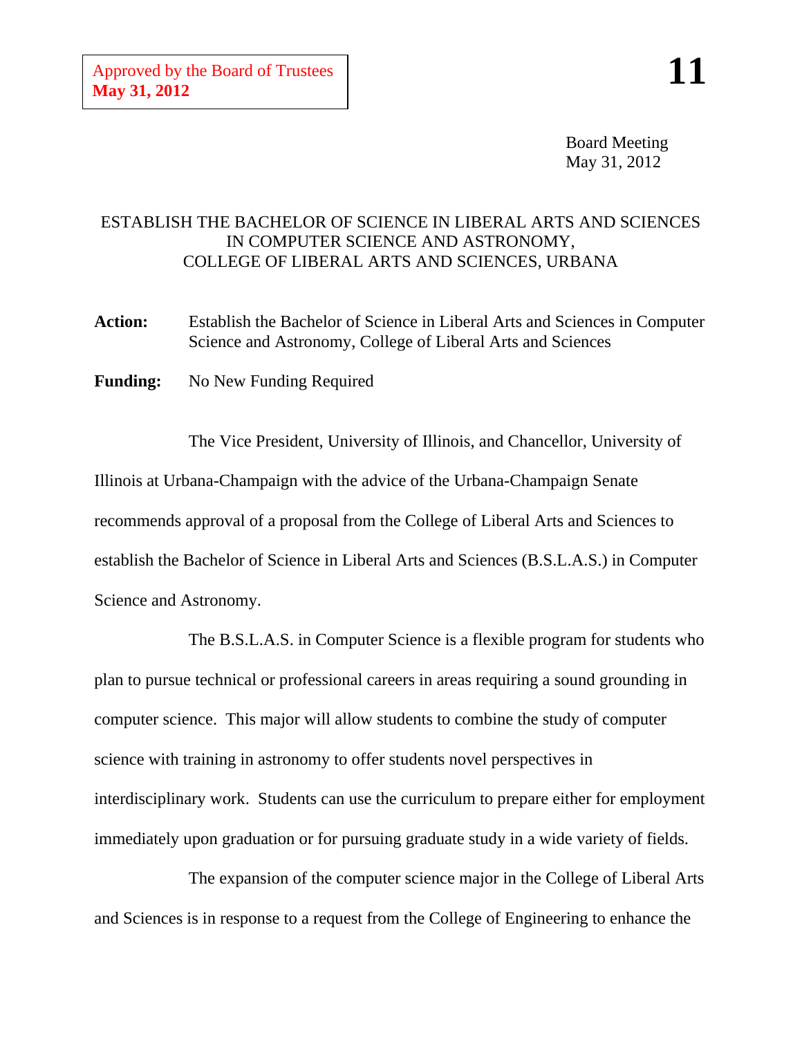Approved by the Board of Trustees
**May 31, 2012**

**11**

Board Meeting
May 31, 2012

# ESTABLISH THE BACHELOR OF SCIENCE IN LIBERAL ARTS AND SCIENCES IN COMPUTER SCIENCE AND ASTRONOMY, COLLEGE OF LIBERAL ARTS AND SCIENCES, URBANA

**Action:** Establish the Bachelor of Science in Liberal Arts and Sciences in Computer Science and Astronomy, College of Liberal Arts and Sciences

**Funding:** No New Funding Required

The Vice President, University of Illinois, and Chancellor, University of Illinois at Urbana-Champaign with the advice of the Urbana-Champaign Senate recommends approval of a proposal from the College of Liberal Arts and Sciences to establish the Bachelor of Science in Liberal Arts and Sciences (B.S.L.A.S.) in Computer Science and Astronomy.

The B.S.L.A.S. in Computer Science is a flexible program for students who plan to pursue technical or professional careers in areas requiring a sound grounding in computer science. This major will allow students to combine the study of computer science with training in astronomy to offer students novel perspectives in interdisciplinary work. Students can use the curriculum to prepare either for employment immediately upon graduation or for pursuing graduate study in a wide variety of fields.

The expansion of the computer science major in the College of Liberal Arts and Sciences is in response to a request from the College of Engineering to enhance the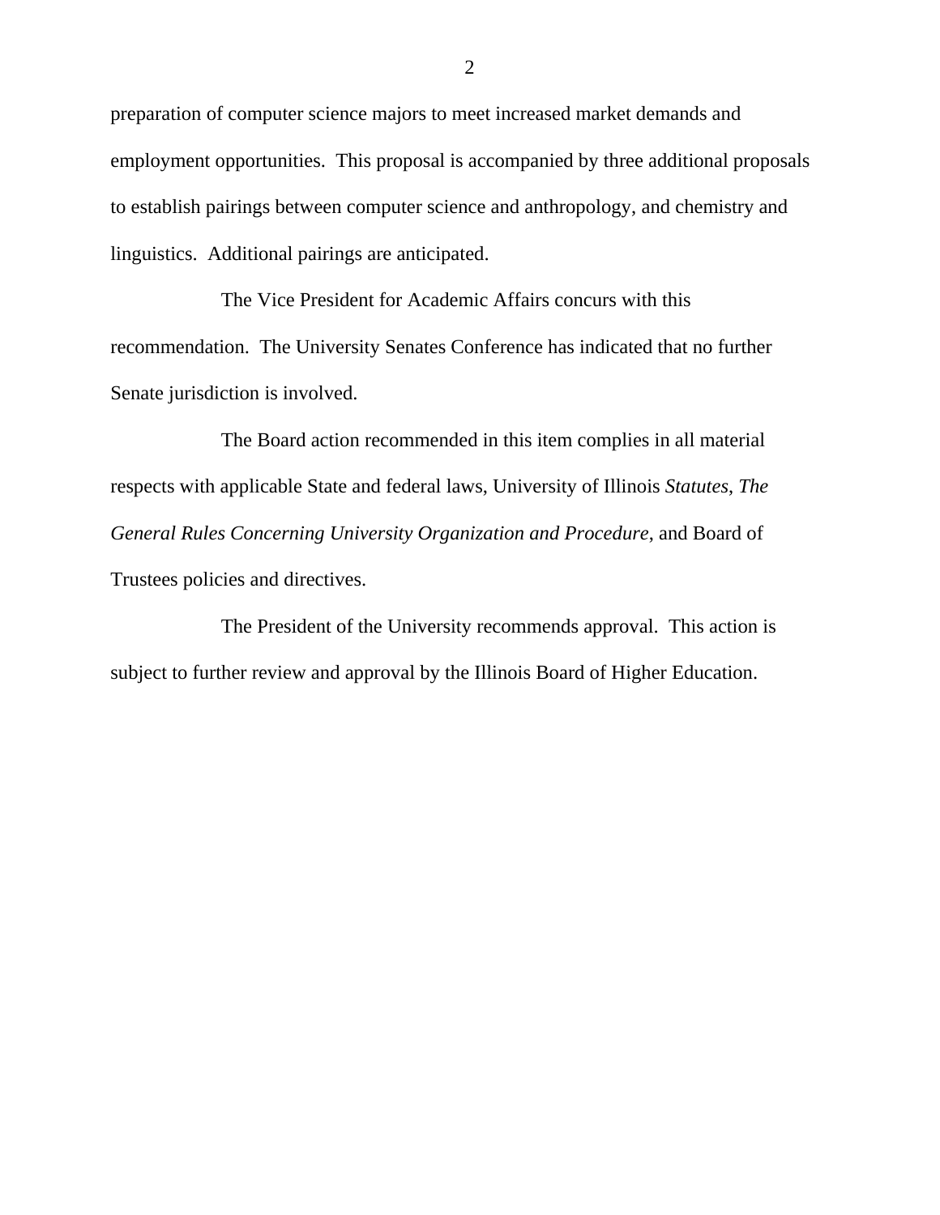preparation of computer science majors to meet increased market demands and employment opportunities. This proposal is accompanied by three additional proposals to establish pairings between computer science and anthropology, and chemistry and linguistics. Additional pairings are anticipated.

The Vice President for Academic Affairs concurs with this recommendation. The University Senates Conference has indicated that no further Senate jurisdiction is involved.

The Board action recommended in this item complies in all material respects with applicable State and federal laws, University of Illinois *Statutes*, *The General Rules Concerning University Organization and Procedure*, and Board of Trustees policies and directives.

The President of the University recommends approval. This action is subject to further review and approval by the Illinois Board of Higher Education.